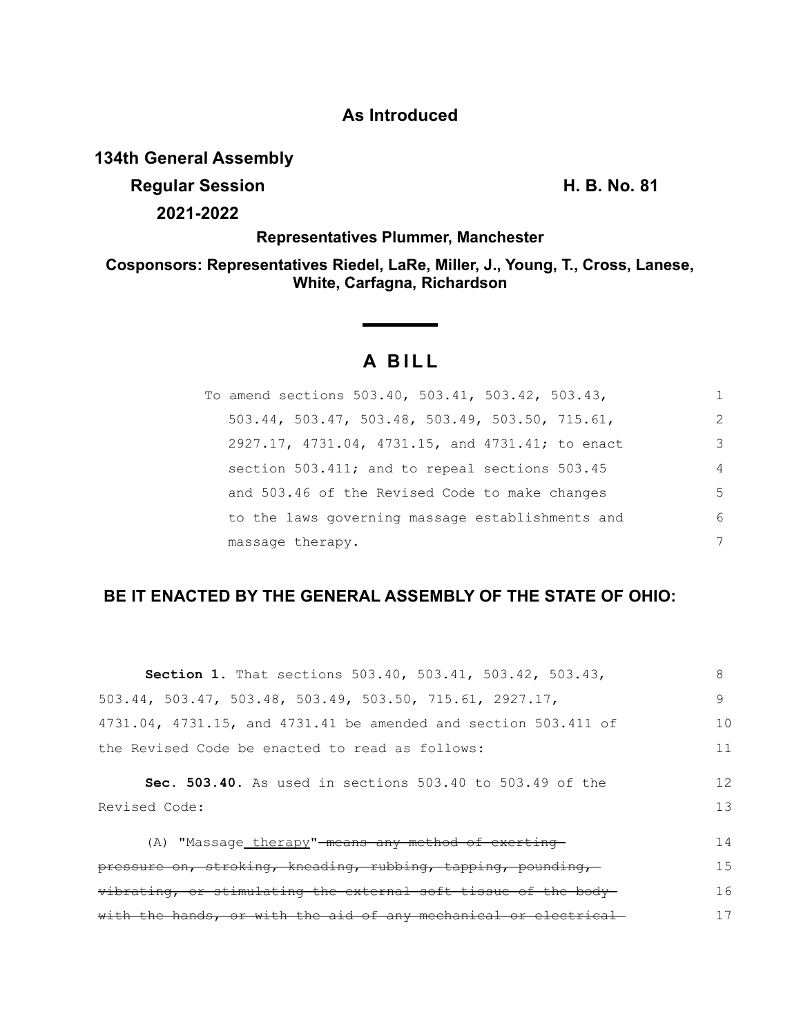**As Introduced**

**134th General Assembly**

**Regular Session** **H. B. No. 81**

**2021-2022**

**Representatives Plummer, Manchester**

**Cosponsors: Representatives Riedel, LaRe, Miller, J., Young, T., Cross, Lanese, White, Carfagna, Richardson**

# A BILL

To amend sections 503.40, 503.41, 503.42, 503.43, 503.44, 503.47, 503.48, 503.49, 503.50, 715.61, 2927.17, 4731.04, 4731.15, and 4731.41; to enact section 503.411; and to repeal sections 503.45 and 503.46 of the Revised Code to make changes to the laws governing massage establishments and massage therapy.

## BE IT ENACTED BY THE GENERAL ASSEMBLY OF THE STATE OF OHIO:

**Section 1.** That sections 503.40, 503.41, 503.42, 503.43, 503.44, 503.47, 503.48, 503.49, 503.50, 715.61, 2927.17, 4731.04, 4731.15, and 4731.41 be amended and section 503.411 of the Revised Code be enacted to read as follows:

**Sec. 503.40.** As used in sections 503.40 to 503.49 of the Revised Code:

(A) "Massage<u> therapy</u>" ~~means any method of exerting pressure on, stroking, kneading, rubbing, tapping, pounding, vibrating, or stimulating the external soft tissue of the body with the hands, or with the aid of any mechanical or electrical~~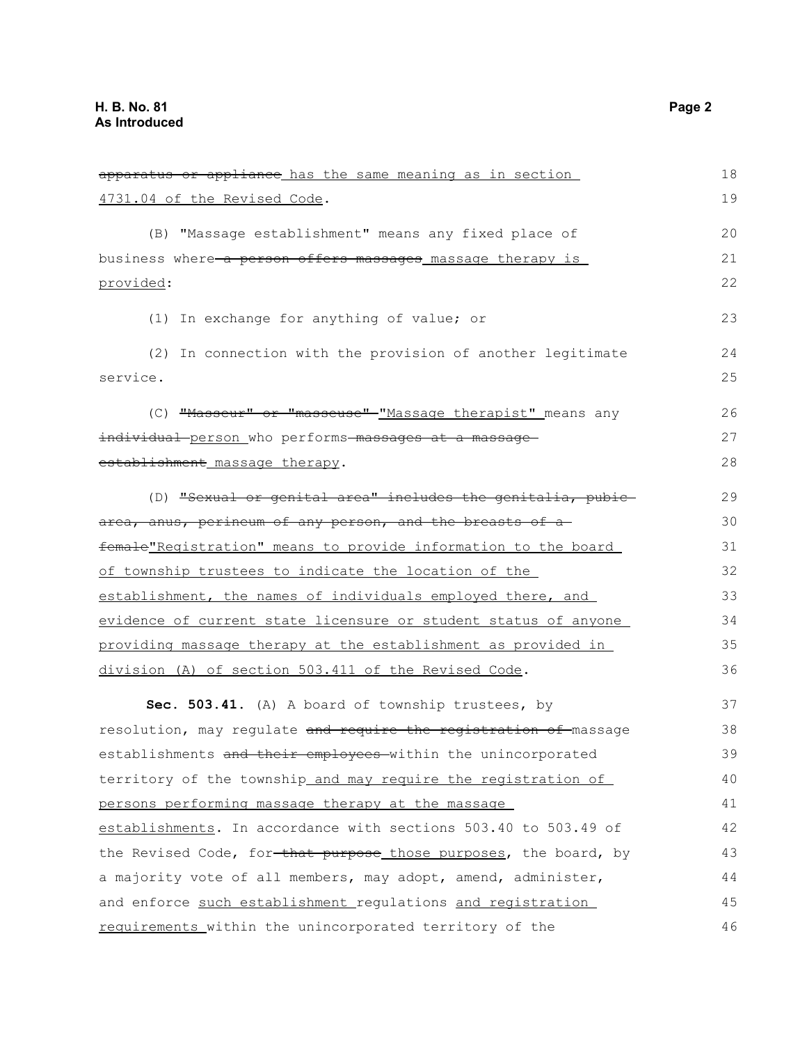~~apparatus or appliance~~ has the same meaning as in section 4731.04 of the Revised Code.

(B) "Massage establishment" means any fixed place of business where ~~a person offers massages~~ massage therapy is provided:

(1) In exchange for anything of value; or

(2) In connection with the provision of another legitimate service.

(C) ~~"Masseur" or "masseuse"~~ "Massage therapist" means any ~~individual~~ person who performs ~~massages at a massage establishment~~ massage therapy.

(D) ~~"Sexual or genital area" includes the genitalia, pubic area, anus, perineum of any person, and the breasts of a female~~"Registration" means to provide information to the board of township trustees to indicate the location of the establishment, the names of individuals employed there, and evidence of current state licensure or student status of anyone providing massage therapy at the establishment as provided in division (A) of section 503.411 of the Revised Code.

**Sec. 503.41.** (A) A board of township trustees, by resolution, may regulate ~~and require the registration of~~ massage establishments ~~and their employees~~ within the unincorporated territory of the township and may require the registration of persons performing massage therapy at the massage establishments. In accordance with sections 503.40 to 503.49 of the Revised Code, for ~~that purpose~~ those purposes, the board, by a majority vote of all members, may adopt, amend, administer, and enforce such establishment regulations and registration requirements within the unincorporated territory of the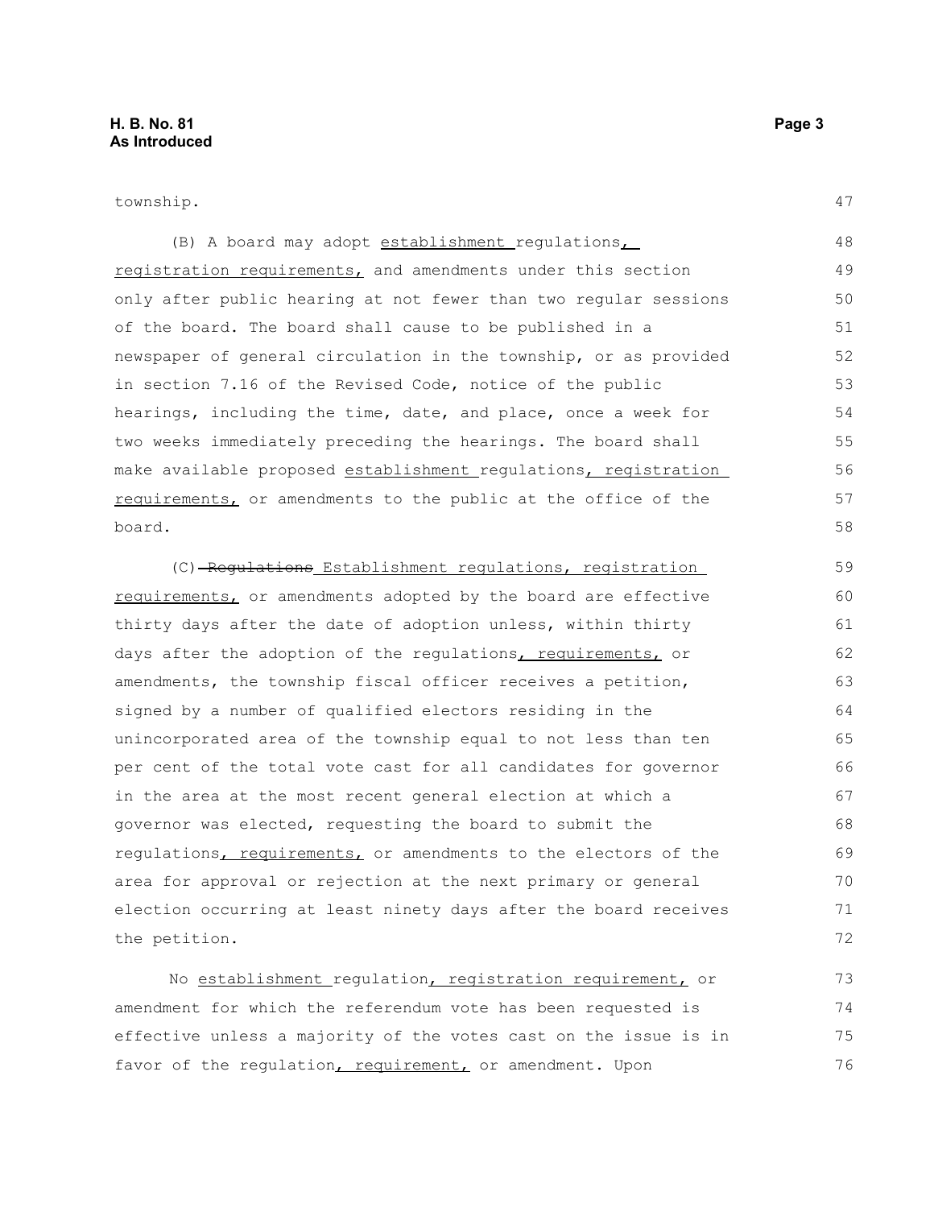township.

(B) A board may adopt establishment regulations, registration requirements, and amendments under this section only after public hearing at not fewer than two regular sessions of the board. The board shall cause to be published in a newspaper of general circulation in the township, or as provided in section 7.16 of the Revised Code, notice of the public hearings, including the time, date, and place, once a week for two weeks immediately preceding the hearings. The board shall make available proposed establishment regulations, registration requirements, or amendments to the public at the office of the board.

(C) ~~Regulations~~ Establishment regulations, registration requirements, or amendments adopted by the board are effective thirty days after the date of adoption unless, within thirty days after the adoption of the regulations, requirements, or amendments, the township fiscal officer receives a petition, signed by a number of qualified electors residing in the unincorporated area of the township equal to not less than ten per cent of the total vote cast for all candidates for governor in the area at the most recent general election at which a governor was elected, requesting the board to submit the regulations, requirements, or amendments to the electors of the area for approval or rejection at the next primary or general election occurring at least ninety days after the board receives the petition.

No establishment regulation, registration requirement, or amendment for which the referendum vote has been requested is effective unless a majority of the votes cast on the issue is in favor of the regulation, requirement, or amendment. Upon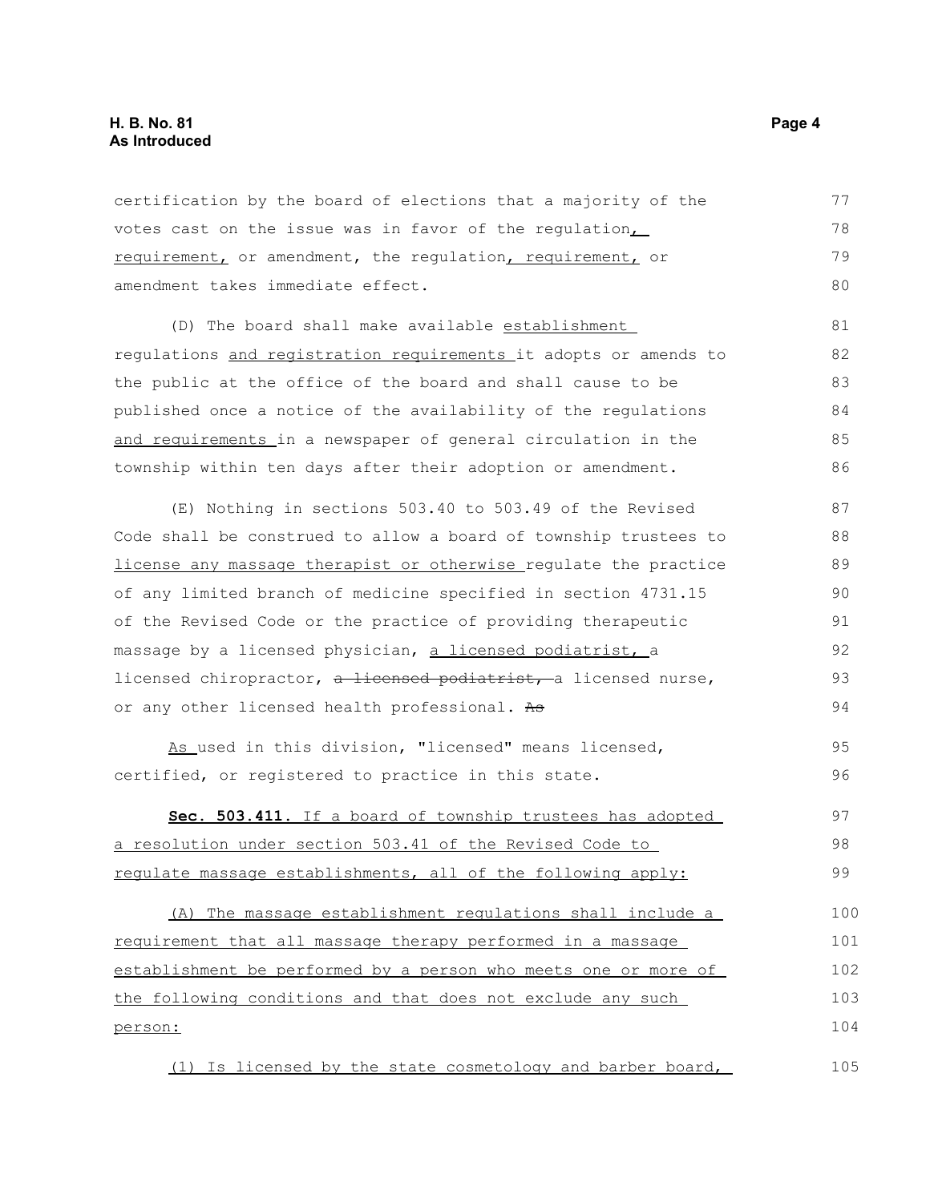certification by the board of elections that a majority of the votes cast on the issue was in favor of the regulation, requirement, or amendment, the regulation, requirement, or amendment takes immediate effect.

(D) The board shall make available establishment regulations and registration requirements it adopts or amends to the public at the office of the board and shall cause to be published once a notice of the availability of the regulations and requirements in a newspaper of general circulation in the township within ten days after their adoption or amendment.

(E) Nothing in sections 503.40 to 503.49 of the Revised Code shall be construed to allow a board of township trustees to license any massage therapist or otherwise regulate the practice of any limited branch of medicine specified in section 4731.15 of the Revised Code or the practice of providing therapeutic massage by a licensed physician, a licensed podiatrist, a licensed chiropractor, ~~a licensed podiatrist,~~ a licensed nurse, or any other licensed health professional. ~~As~~

As used in this division, "licensed" means licensed, certified, or registered to practice in this state.

**Sec. 503.411.** If a board of township trustees has adopted a resolution under section 503.41 of the Revised Code to regulate massage establishments, all of the following apply:

(A) The massage establishment regulations shall include a requirement that all massage therapy performed in a massage establishment be performed by a person who meets one or more of the following conditions and that does not exclude any such person:

(1) Is licensed by the state cosmetology and barber board,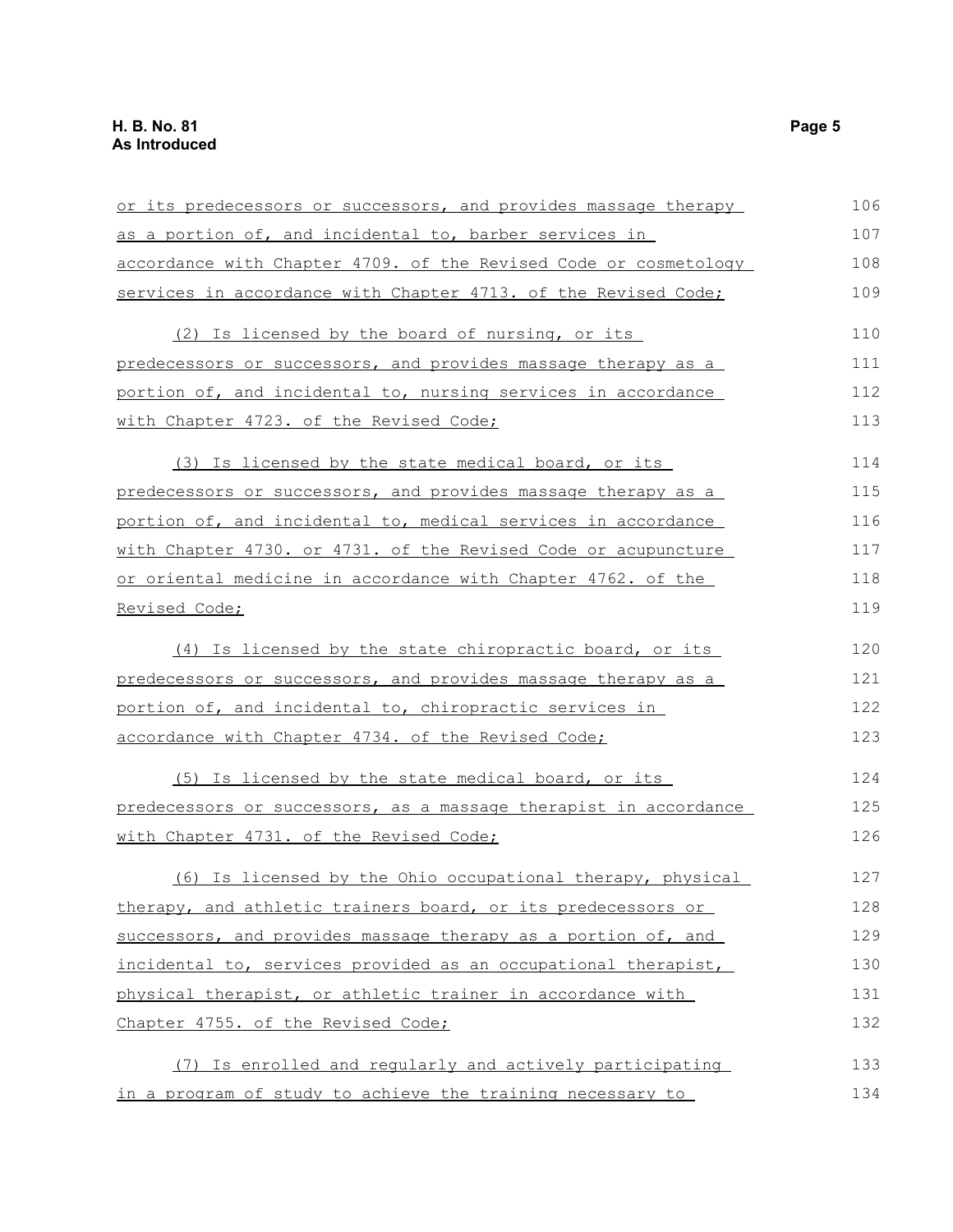or its predecessors or successors, and provides massage therapy as a portion of, and incidental to, barber services in accordance with Chapter 4709. of the Revised Code or cosmetology services in accordance with Chapter 4713. of the Revised Code;

(2) Is licensed by the board of nursing, or its predecessors or successors, and provides massage therapy as a portion of, and incidental to, nursing services in accordance with Chapter 4723. of the Revised Code;

(3) Is licensed by the state medical board, or its predecessors or successors, and provides massage therapy as a portion of, and incidental to, medical services in accordance with Chapter 4730. or 4731. of the Revised Code or acupuncture or oriental medicine in accordance with Chapter 4762. of the Revised Code;

(4) Is licensed by the state chiropractic board, or its predecessors or successors, and provides massage therapy as a portion of, and incidental to, chiropractic services in accordance with Chapter 4734. of the Revised Code;

(5) Is licensed by the state medical board, or its predecessors or successors, as a massage therapist in accordance with Chapter 4731. of the Revised Code;

(6) Is licensed by the Ohio occupational therapy, physical therapy, and athletic trainers board, or its predecessors or successors, and provides massage therapy as a portion of, and incidental to, services provided as an occupational therapist, physical therapist, or athletic trainer in accordance with Chapter 4755. of the Revised Code;

(7) Is enrolled and regularly and actively participating in a program of study to achieve the training necessary to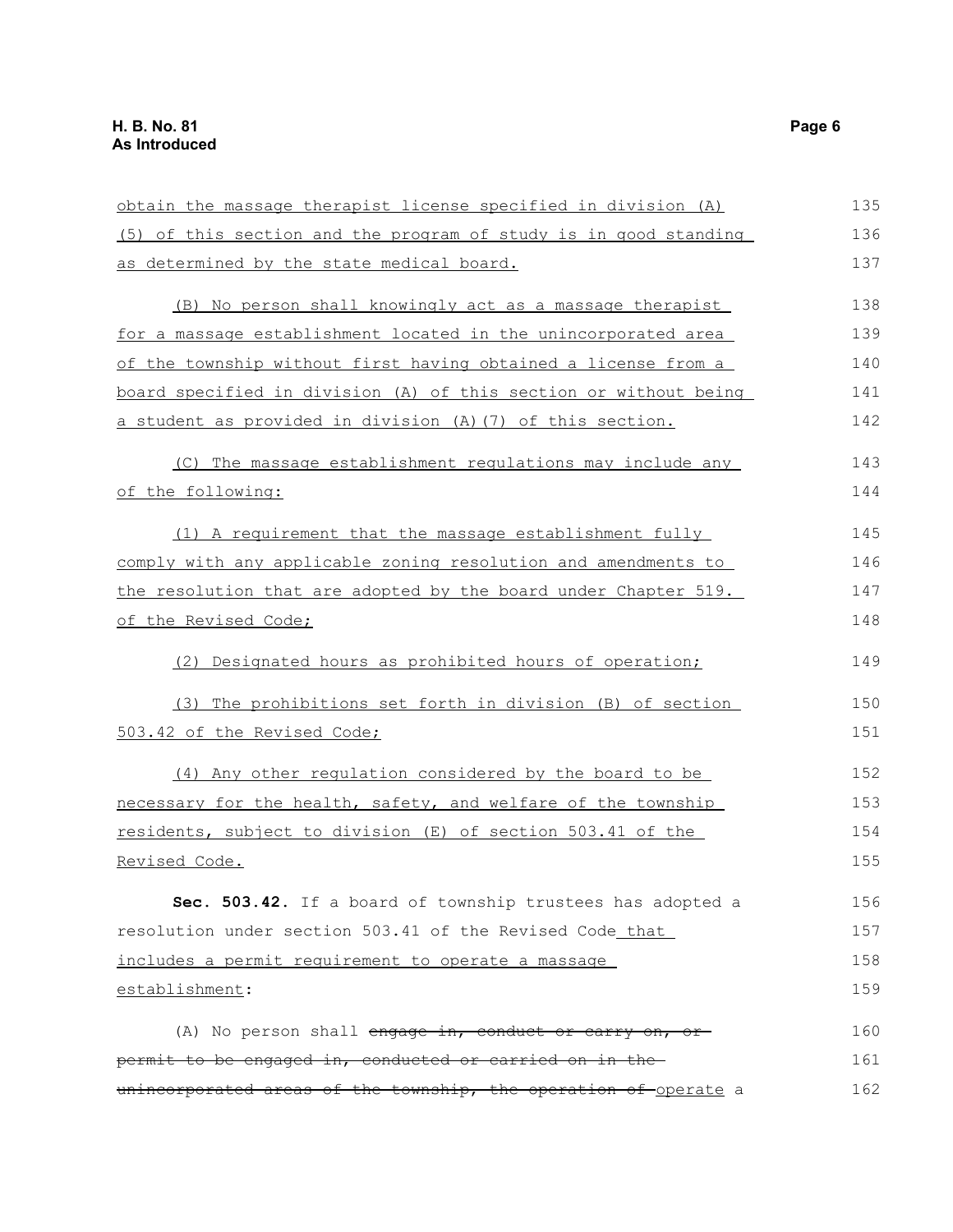obtain the massage therapist license specified in division (A)(5) of this section and the program of study is in good standing as determined by the state medical board.

(B) No person shall knowingly act as a massage therapist for a massage establishment located in the unincorporated area of the township without first having obtained a license from a board specified in division (A) of this section or without being a student as provided in division (A)(7) of this section.

(C) The massage establishment regulations may include any of the following:

(1) A requirement that the massage establishment fully comply with any applicable zoning resolution and amendments to the resolution that are adopted by the board under Chapter 519. of the Revised Code;

(2) Designated hours as prohibited hours of operation;

(3) The prohibitions set forth in division (B) of section 503.42 of the Revised Code;

(4) Any other regulation considered by the board to be necessary for the health, safety, and welfare of the township residents, subject to division (E) of section 503.41 of the Revised Code.

**Sec. 503.42.** If a board of township trustees has adopted a resolution under section 503.41 of the Revised Code that includes a permit requirement to operate a massage establishment:

(A) No person shall ~~engage in, conduct or carry on, or permit to be engaged in, conducted or carried on in the unincorporated areas of the township, the operation of~~ operate a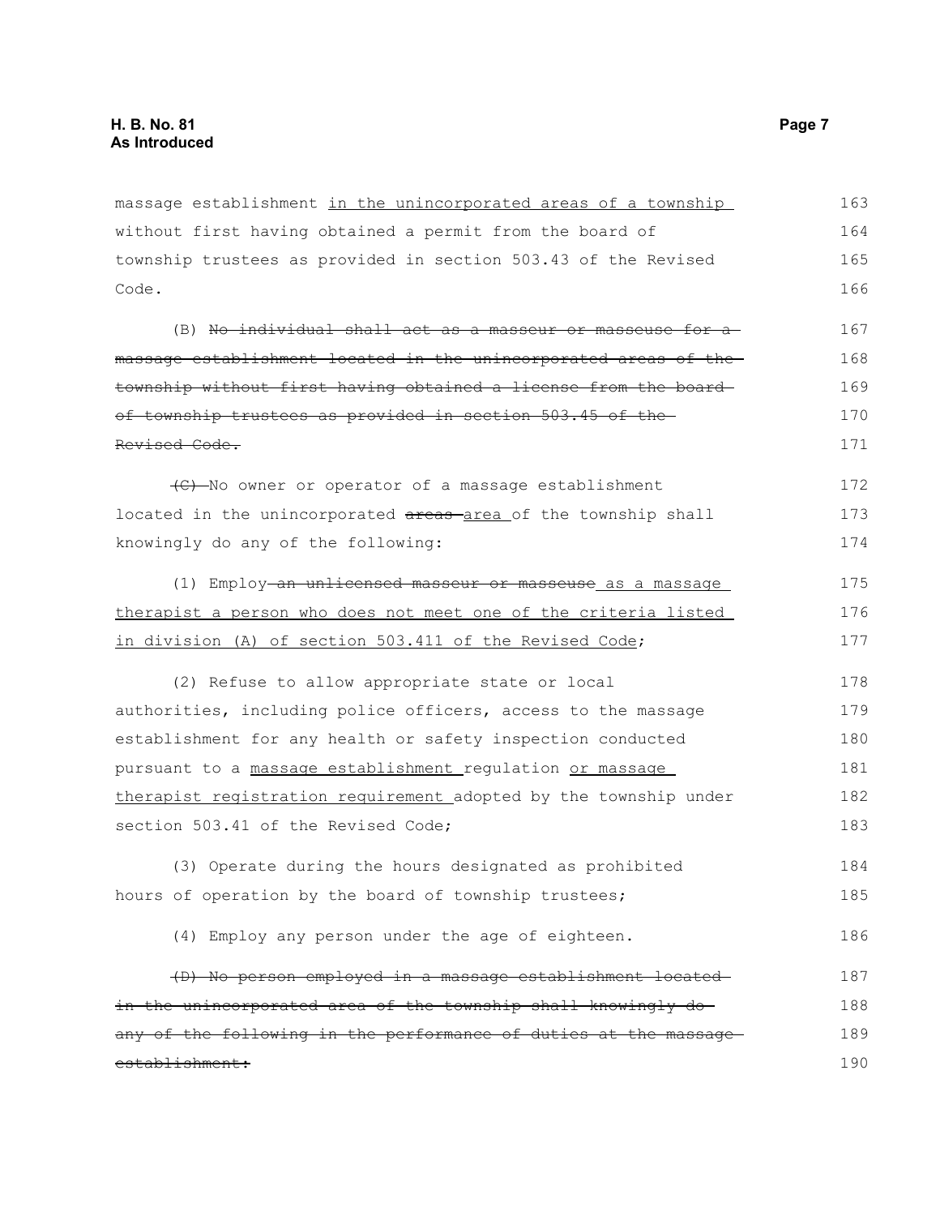massage establishment <u>in the unincorporated areas of a township</u> without first having obtained a permit from the board of township trustees as provided in section 503.43 of the Revised Code.

(B) ~~No individual shall act as a masseur or masseuse for a massage establishment located in the unincorporated areas of the township without first having obtained a license from the board of township trustees as provided in section 503.45 of the Revised Code.~~

~~(C)~~ No owner or operator of a massage establishment located in the unincorporated ~~areas~~ <u>area</u> of the township shall knowingly do any of the following:

(1) Employ ~~an unlicensed masseur or masseuse~~ <u>as a massage therapist a person who does not meet one of the criteria listed in division (A) of section 503.411 of the Revised Code</u>;

(2) Refuse to allow appropriate state or local authorities, including police officers, access to the massage establishment for any health or safety inspection conducted pursuant to a <u>massage establishment</u> regulation <u>or massage therapist registration requirement</u> adopted by the township under section 503.41 of the Revised Code;

(3) Operate during the hours designated as prohibited hours of operation by the board of township trustees;

(4) Employ any person under the age of eighteen.

~~(D) No person employed in a massage establishment located in the unincorporated area of the township shall knowingly do any of the following in the performance of duties at the massage establishment:~~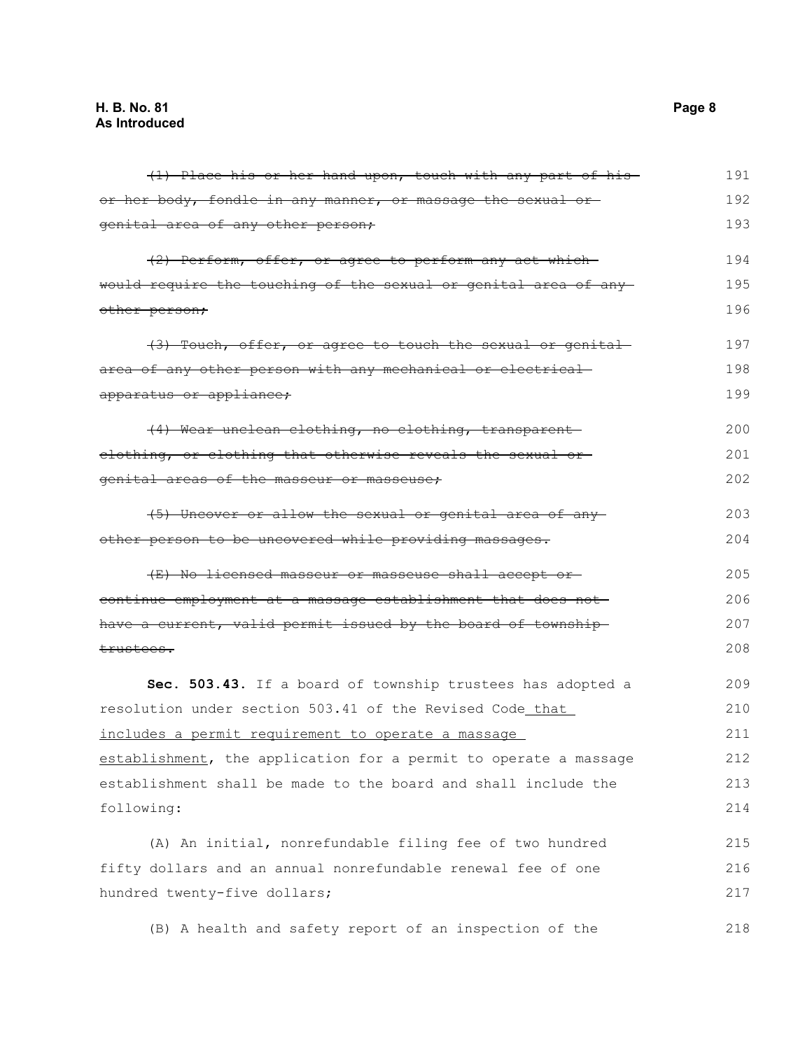~~(1) Place his or her hand upon, touch with any part of his or her body, fondle in any manner, or massage the sexual or genital area of any other person;~~

~~(2) Perform, offer, or agree to perform any act which would require the touching of the sexual or genital area of any other person;~~

~~(3) Touch, offer, or agree to touch the sexual or genital area of any other person with any mechanical or electrical apparatus or appliance;~~

~~(4) Wear unclean clothing, no clothing, transparent clothing, or clothing that otherwise reveals the sexual or genital areas of the masseur or masseuse;~~

~~(5) Uncover or allow the sexual or genital area of any other person to be uncovered while providing massages.~~

~~(E) No licensed masseur or masseuse shall accept or continue employment at a massage establishment that does not have a current, valid permit issued by the board of township trustees.~~

**Sec. 503.43.** If a board of township trustees has adopted a resolution under section 503.41 of the Revised Code <u>that includes a permit requirement to operate a massage establishment</u>, the application for a permit to operate a massage establishment shall be made to the board and shall include the following:

(A) An initial, nonrefundable filing fee of two hundred fifty dollars and an annual nonrefundable renewal fee of one hundred twenty-five dollars;

(B) A health and safety report of an inspection of the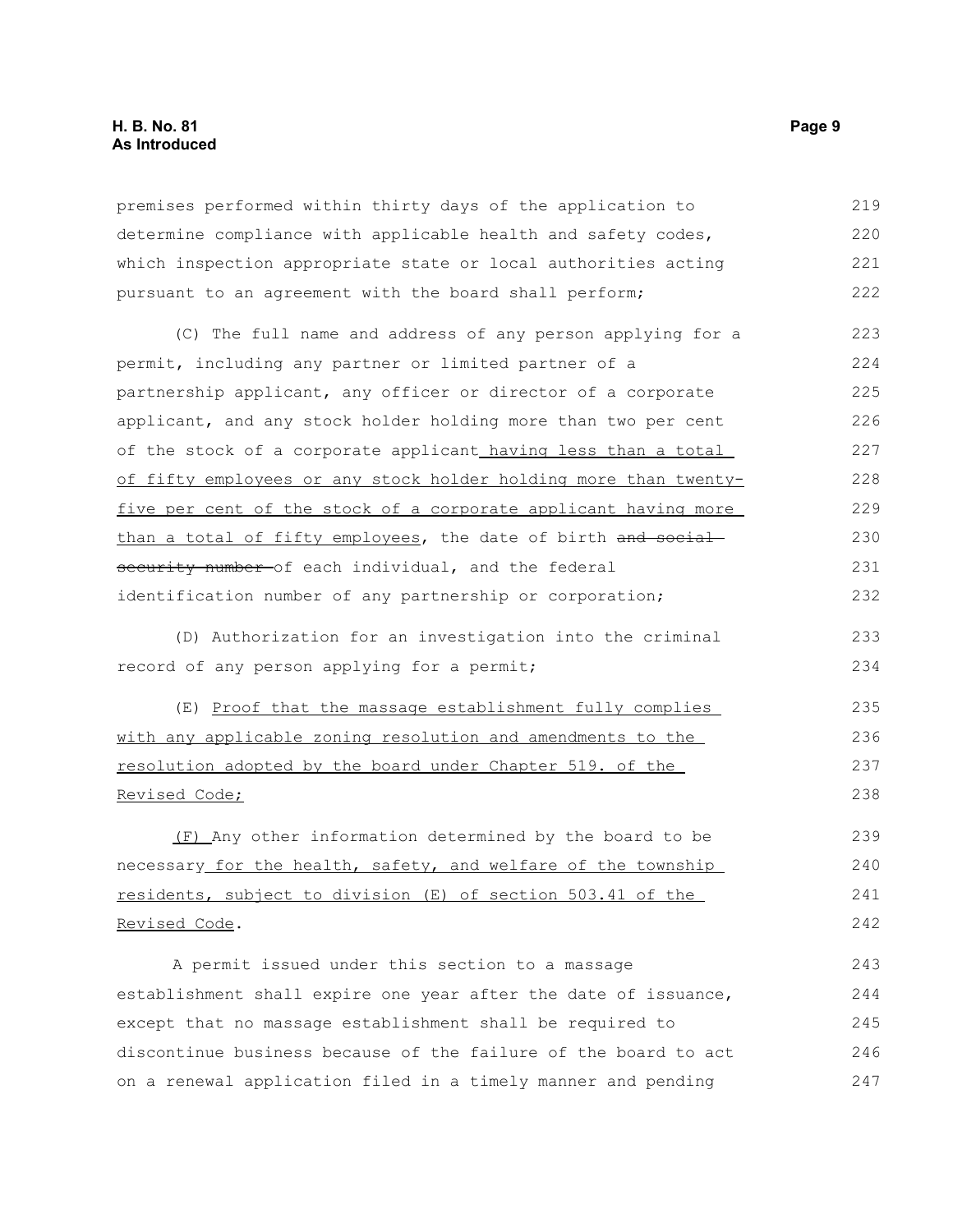premises performed within thirty days of the application to determine compliance with applicable health and safety codes, which inspection appropriate state or local authorities acting pursuant to an agreement with the board shall perform;

(C) The full name and address of any person applying for a permit, including any partner or limited partner of a partnership applicant, any officer or director of a corporate applicant, and any stock holder holding more than two per cent of the stock of a corporate applicant <u>having less than a total of fifty employees or any stock holder holding more than twenty-five per cent of the stock of a corporate applicant having more than a total of fifty employees</u>, the date of birth ~~and social security number~~ of each individual, and the federal identification number of any partnership or corporation;

(D) Authorization for an investigation into the criminal record of any person applying for a permit;

(E) <u>Proof that the massage establishment fully complies with any applicable zoning resolution and amendments to the resolution adopted by the board under Chapter 519. of the Revised Code;</u>

<u>(F)</u> Any other information determined by the board to be necessary <u>for the health, safety, and welfare of the township residents, subject to division (E) of section 503.41 of the Revised Code</u>.

A permit issued under this section to a massage establishment shall expire one year after the date of issuance, except that no massage establishment shall be required to discontinue business because of the failure of the board to act on a renewal application filed in a timely manner and pending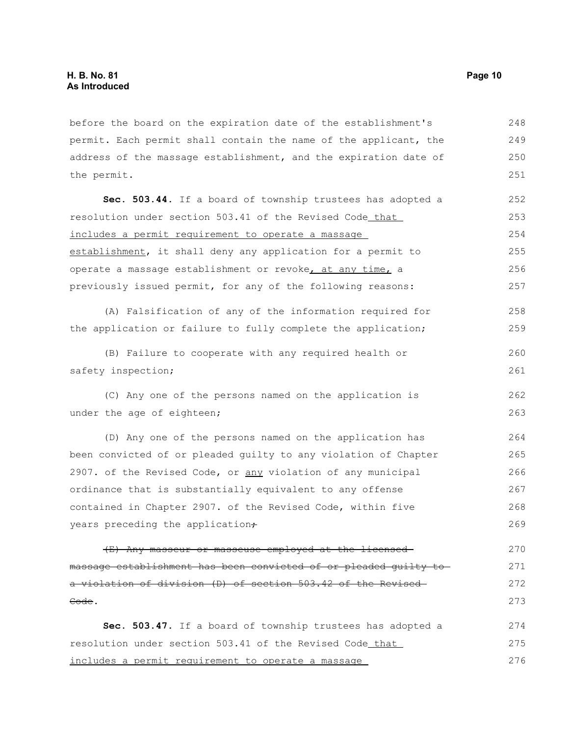before the board on the expiration date of the establishment's permit. Each permit shall contain the name of the applicant, the address of the massage establishment, and the expiration date of the permit.

**Sec. 503.44.** If a board of township trustees has adopted a resolution under section 503.41 of the Revised Code <u>that includes a permit requirement to operate a massage establishment</u>, it shall deny any application for a permit to operate a massage establishment or revoke<u>, at any time,</u> a previously issued permit, for any of the following reasons:

(A) Falsification of any of the information required for the application or failure to fully complete the application;

(B) Failure to cooperate with any required health or safety inspection;

(C) Any one of the persons named on the application is under the age of eighteen;

(D) Any one of the persons named on the application has been convicted of or pleaded guilty to any violation of Chapter 2907. of the Revised Code, or <u>any</u> violation of any municipal ordinance that is substantially equivalent to any offense contained in Chapter 2907. of the Revised Code, within five years preceding the application~~;~~

~~(E) Any masseur or masseuse employed at the licensed massage establishment has been convicted of or pleaded guilty to a violation of division (D) of section 503.42 of the Revised Code~~.

**Sec. 503.47.** If a board of township trustees has adopted a resolution under section 503.41 of the Revised Code <u>that includes a permit requirement to operate a massage</u>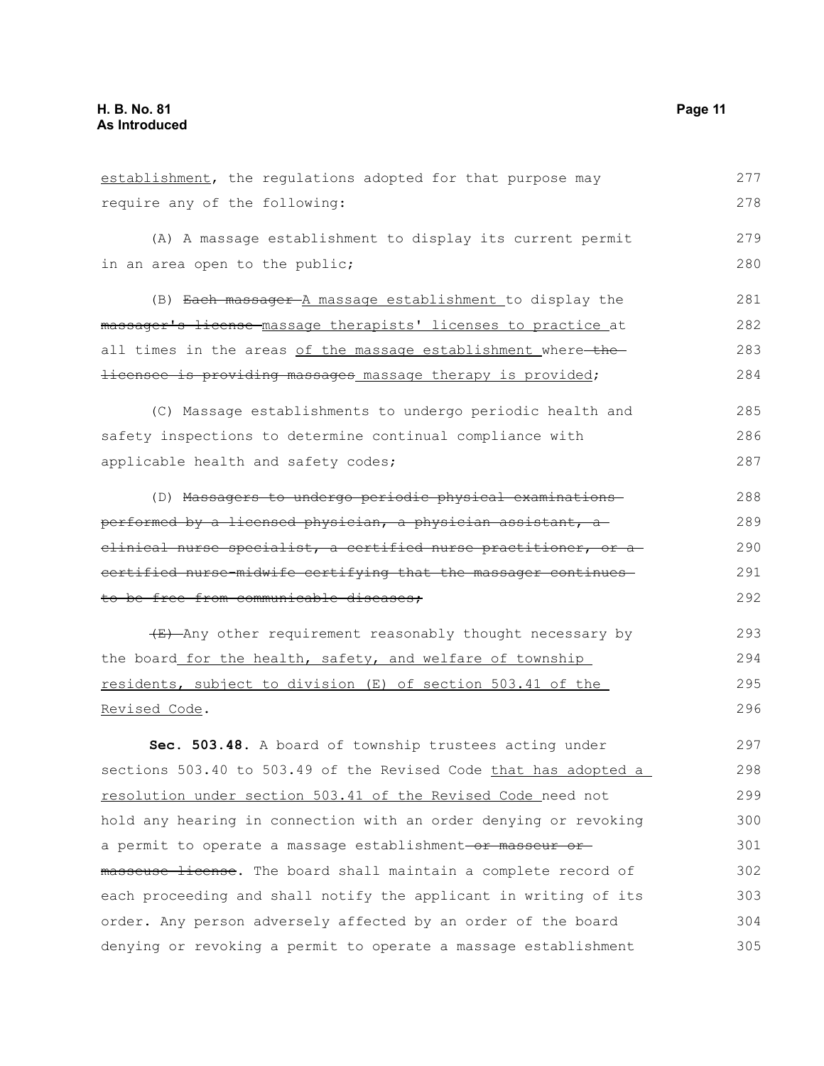establishment, the regulations adopted for that purpose may require any of the following:

(A) A massage establishment to display its current permit in an area open to the public;

(B) ~~Each massager~~ A massage establishment to display the ~~massager's license~~ massage therapists' licenses to practice at all times in the areas of the massage establishment where ~~the licensee is providing massages~~ massage therapy is provided;

(C) Massage establishments to undergo periodic health and safety inspections to determine continual compliance with applicable health and safety codes;

(D) ~~Massagers to undergo periodic physical examinations performed by a licensed physician, a physician assistant, a clinical nurse specialist, a certified nurse practitioner, or a certified nurse-midwife certifying that the massager continues to be free from communicable diseases;~~

~~(E)~~ Any other requirement reasonably thought necessary by the board for the health, safety, and welfare of township residents, subject to division (E) of section 503.41 of the Revised Code.

**Sec. 503.48.** A board of township trustees acting under sections 503.40 to 503.49 of the Revised Code that has adopted a resolution under section 503.41 of the Revised Code need not hold any hearing in connection with an order denying or revoking a permit to operate a massage establishment ~~or masseur or masseuse license~~. The board shall maintain a complete record of each proceeding and shall notify the applicant in writing of its order. Any person adversely affected by an order of the board denying or revoking a permit to operate a massage establishment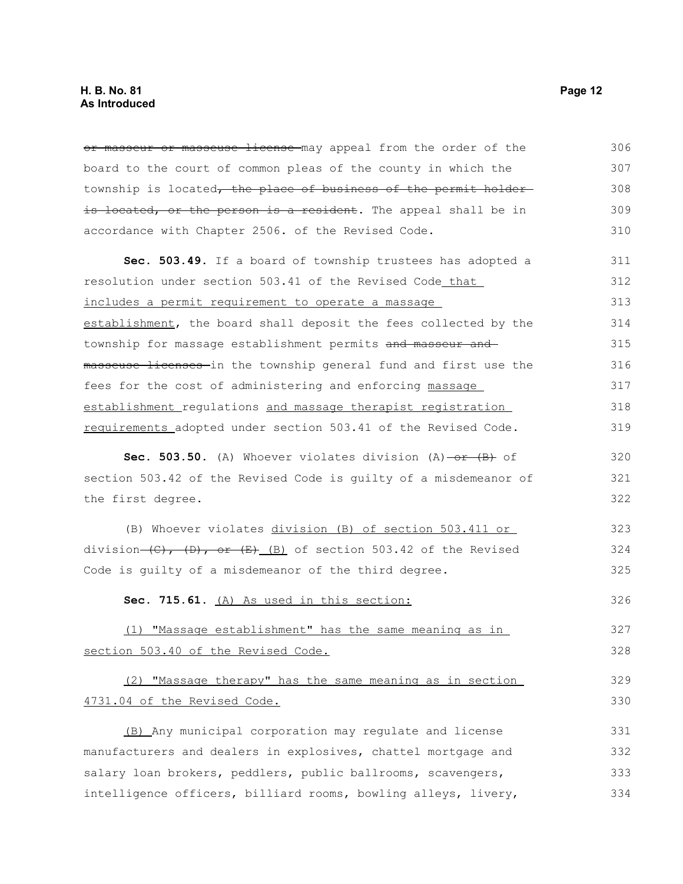~~or masseur or masseuse license~~ may appeal from the order of the board to the court of common pleas of the county in which the township is located~~, the place of business of the permit holder is located, or the person is a resident~~. The appeal shall be in accordance with Chapter 2506. of the Revised Code.

**Sec. 503.49.** If a board of township trustees has adopted a resolution under section 503.41 of the Revised Code <u>that includes a permit requirement to operate a massage establishment</u>, the board shall deposit the fees collected by the township for massage establishment permits ~~and masseur and masseuse licenses~~ in the township general fund and first use the fees for the cost of administering and enforcing <u>massage establishment</u> regulations <u>and massage therapist registration requirements</u> adopted under section 503.41 of the Revised Code.

**Sec. 503.50.** (A) Whoever violates division (A) ~~or (B)~~ of section 503.42 of the Revised Code is guilty of a misdemeanor of the first degree.

(B) Whoever violates <u>division (B) of section 503.411 or</u> division ~~(C), (D), or (E)~~ <u>(B)</u> of section 503.42 of the Revised Code is guilty of a misdemeanor of the third degree.

**Sec. 715.61.** <u>(A) As used in this section:</u>

<u>(1) "Massage establishment" has the same meaning as in section 503.40 of the Revised Code.</u>

<u>(2) "Massage therapy" has the same meaning as in section 4731.04 of the Revised Code.</u>

<u>(B)</u> Any municipal corporation may regulate and license manufacturers and dealers in explosives, chattel mortgage and salary loan brokers, peddlers, public ballrooms, scavengers, intelligence officers, billiard rooms, bowling alleys, livery,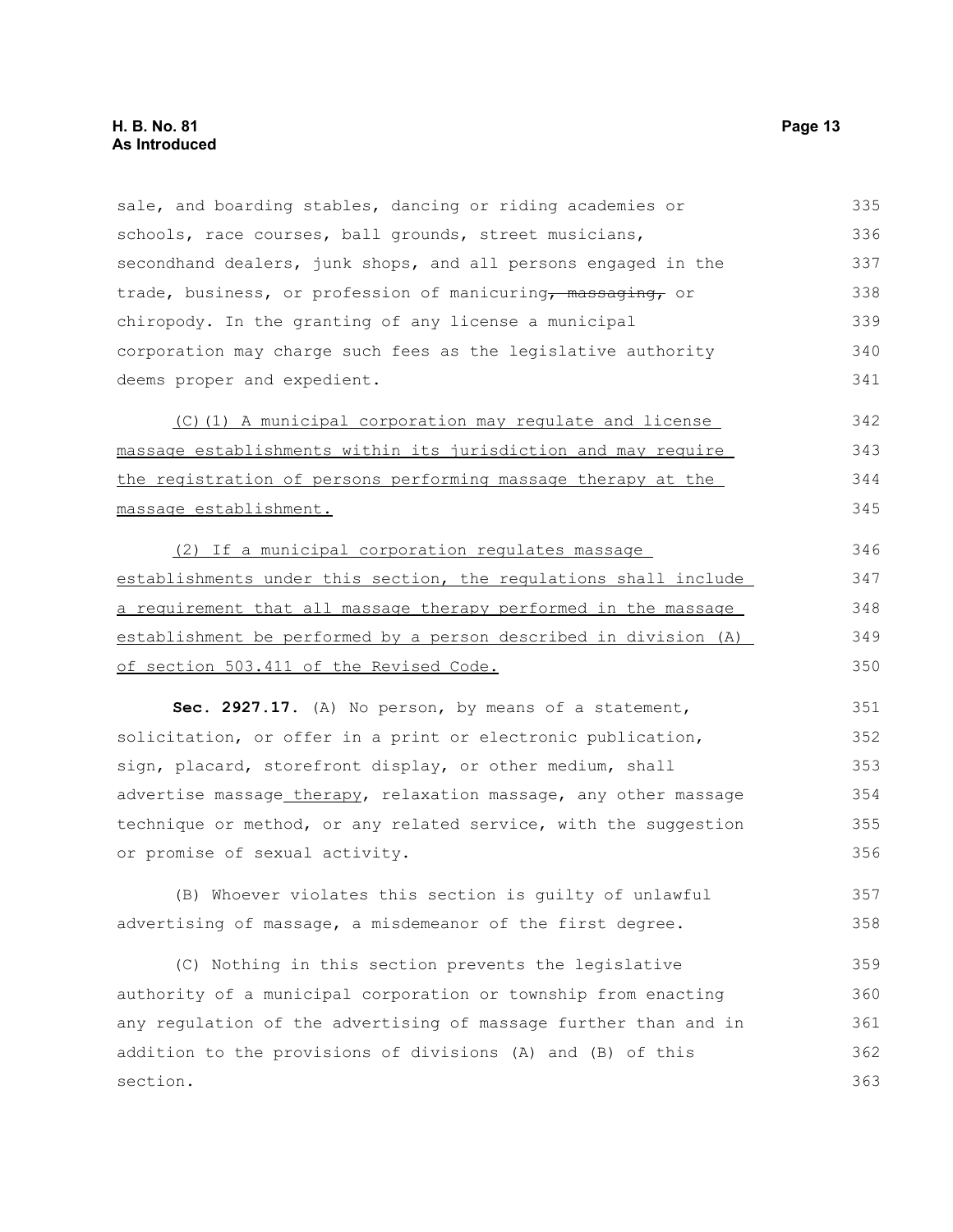sale, and boarding stables, dancing or riding academies or schools, race courses, ball grounds, street musicians, secondhand dealers, junk shops, and all persons engaged in the trade, business, or profession of manicuring~~, massaging,~~ or chiropody. In the granting of any license a municipal corporation may charge such fees as the legislative authority deems proper and expedient.

<u>(C)(1) A municipal corporation may regulate and license massage establishments within its jurisdiction and may require the registration of persons performing massage therapy at the massage establishment.</u>

<u>(2) If a municipal corporation regulates massage establishments under this section, the regulations shall include a requirement that all massage therapy performed in the massage establishment be performed by a person described in division (A) of section 503.411 of the Revised Code.</u>

**Sec. 2927.17.** (A) No person, by means of a statement, solicitation, or offer in a print or electronic publication, sign, placard, storefront display, or other medium, shall advertise massage<u> therapy</u>, relaxation massage, any other massage technique or method, or any related service, with the suggestion or promise of sexual activity.

(B) Whoever violates this section is guilty of unlawful advertising of massage, a misdemeanor of the first degree.

(C) Nothing in this section prevents the legislative authority of a municipal corporation or township from enacting any regulation of the advertising of massage further than and in addition to the provisions of divisions (A) and (B) of this section.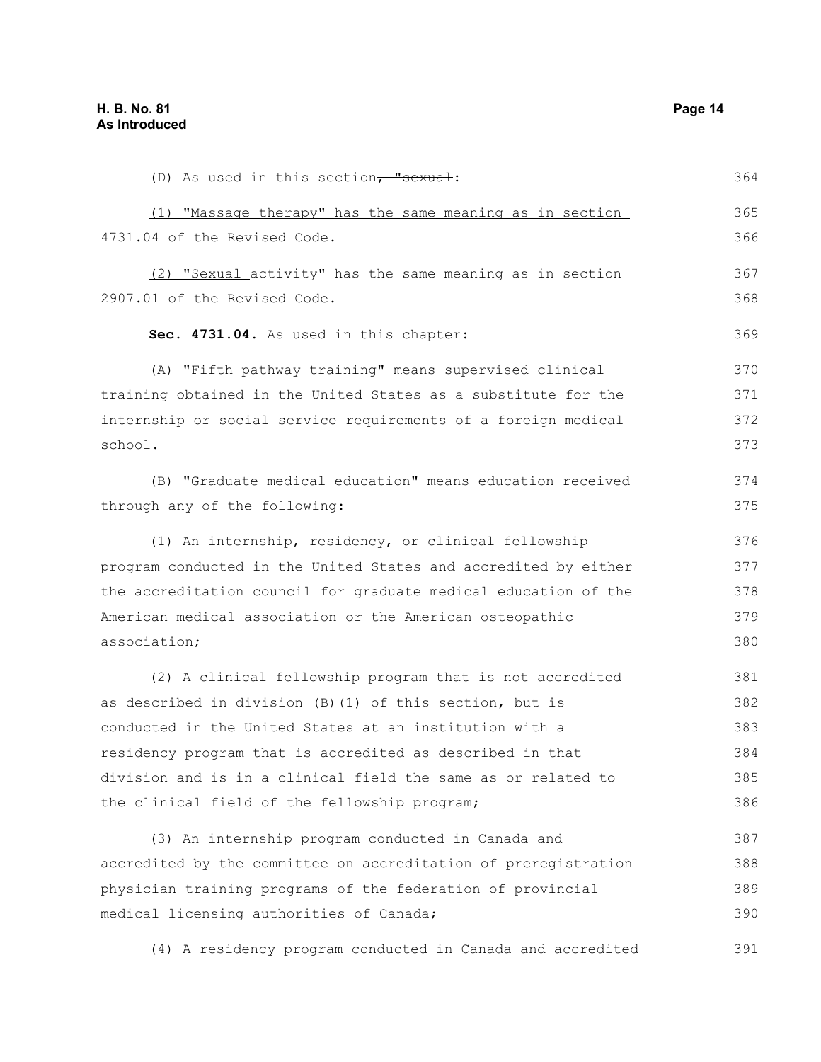(D) As used in this section~~, "sexual~~:

(1) "Massage therapy" has the same meaning as in section 4731.04 of the Revised Code.

(2) "Sexual activity" has the same meaning as in section 2907.01 of the Revised Code.

**Sec. 4731.04.** As used in this chapter:

(A) "Fifth pathway training" means supervised clinical training obtained in the United States as a substitute for the internship or social service requirements of a foreign medical school.

(B) "Graduate medical education" means education received through any of the following:

(1) An internship, residency, or clinical fellowship program conducted in the United States and accredited by either the accreditation council for graduate medical education of the American medical association or the American osteopathic association;

(2) A clinical fellowship program that is not accredited as described in division (B)(1) of this section, but is conducted in the United States at an institution with a residency program that is accredited as described in that division and is in a clinical field the same as or related to the clinical field of the fellowship program;

(3) An internship program conducted in Canada and accredited by the committee on accreditation of preregistration physician training programs of the federation of provincial medical licensing authorities of Canada;

(4) A residency program conducted in Canada and accredited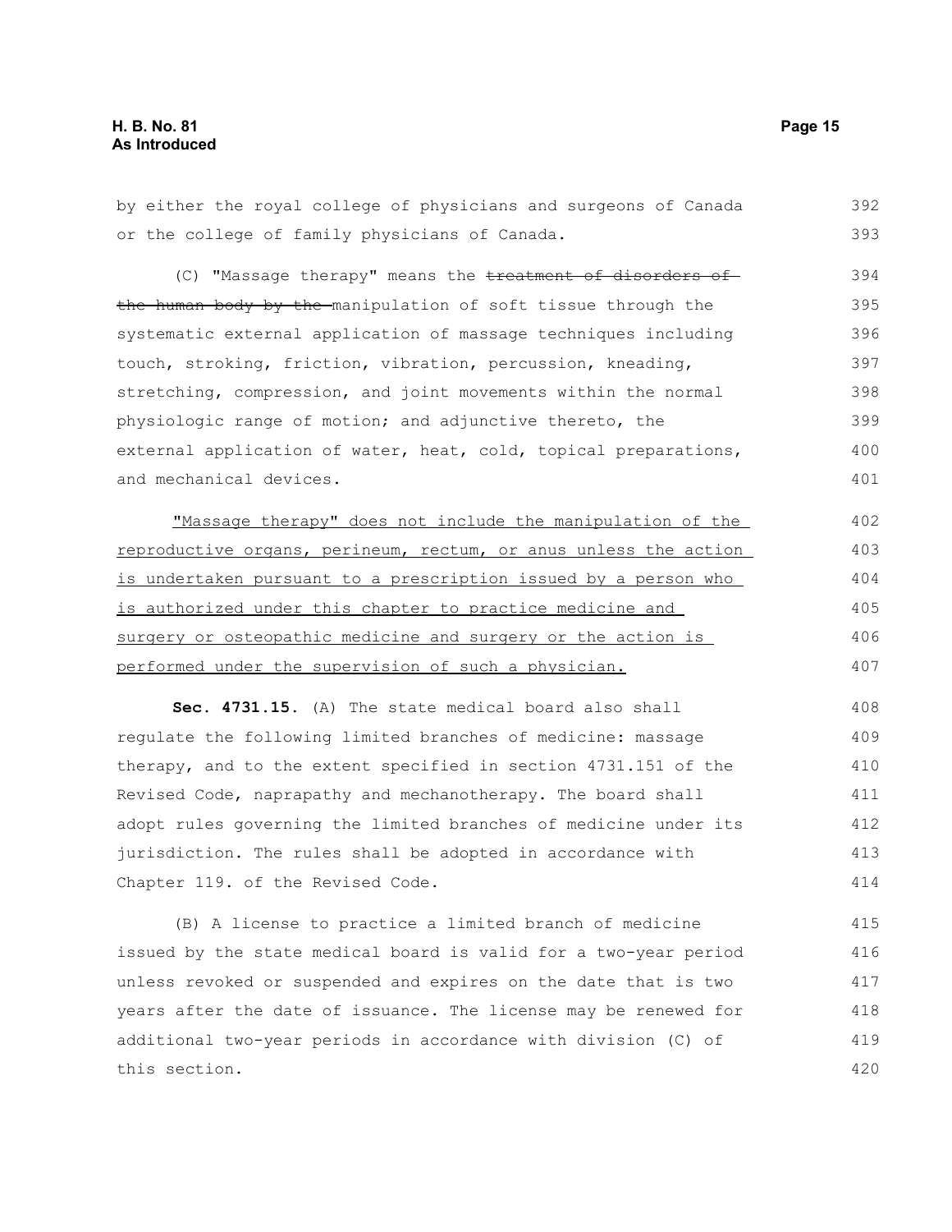by either the royal college of physicians and surgeons of Canada or the college of family physicians of Canada.

(C) "Massage therapy" means the ~~treatment of disorders of the human body by the~~ manipulation of soft tissue through the systematic external application of massage techniques including touch, stroking, friction, vibration, percussion, kneading, stretching, compression, and joint movements within the normal physiologic range of motion; and adjunctive thereto, the external application of water, heat, cold, topical preparations, and mechanical devices.

<u>"Massage therapy" does not include the manipulation of the reproductive organs, perineum, rectum, or anus unless the action is undertaken pursuant to a prescription issued by a person who is authorized under this chapter to practice medicine and surgery or osteopathic medicine and surgery or the action is performed under the supervision of such a physician.</u>

**Sec. 4731.15.** (A) The state medical board also shall regulate the following limited branches of medicine: massage therapy, and to the extent specified in section 4731.151 of the Revised Code, naprapathy and mechanotherapy. The board shall adopt rules governing the limited branches of medicine under its jurisdiction. The rules shall be adopted in accordance with Chapter 119. of the Revised Code.

(B) A license to practice a limited branch of medicine issued by the state medical board is valid for a two-year period unless revoked or suspended and expires on the date that is two years after the date of issuance. The license may be renewed for additional two-year periods in accordance with division (C) of this section.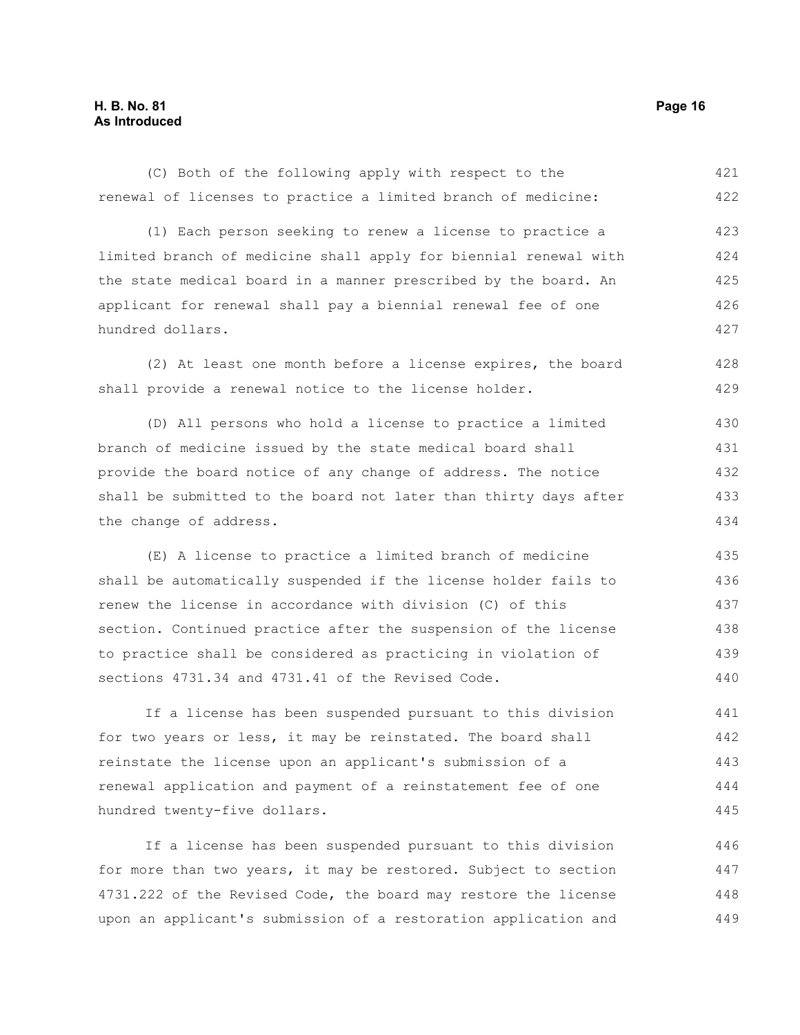(C) Both of the following apply with respect to the renewal of licenses to practice a limited branch of medicine:

(1) Each person seeking to renew a license to practice a limited branch of medicine shall apply for biennial renewal with the state medical board in a manner prescribed by the board. An applicant for renewal shall pay a biennial renewal fee of one hundred dollars.

(2) At least one month before a license expires, the board shall provide a renewal notice to the license holder.

(D) All persons who hold a license to practice a limited branch of medicine issued by the state medical board shall provide the board notice of any change of address. The notice shall be submitted to the board not later than thirty days after the change of address.

(E) A license to practice a limited branch of medicine shall be automatically suspended if the license holder fails to renew the license in accordance with division (C) of this section. Continued practice after the suspension of the license to practice shall be considered as practicing in violation of sections 4731.34 and 4731.41 of the Revised Code.

If a license has been suspended pursuant to this division for two years or less, it may be reinstated. The board shall reinstate the license upon an applicant's submission of a renewal application and payment of a reinstatement fee of one hundred twenty-five dollars.

If a license has been suspended pursuant to this division for more than two years, it may be restored. Subject to section 4731.222 of the Revised Code, the board may restore the license upon an applicant's submission of a restoration application and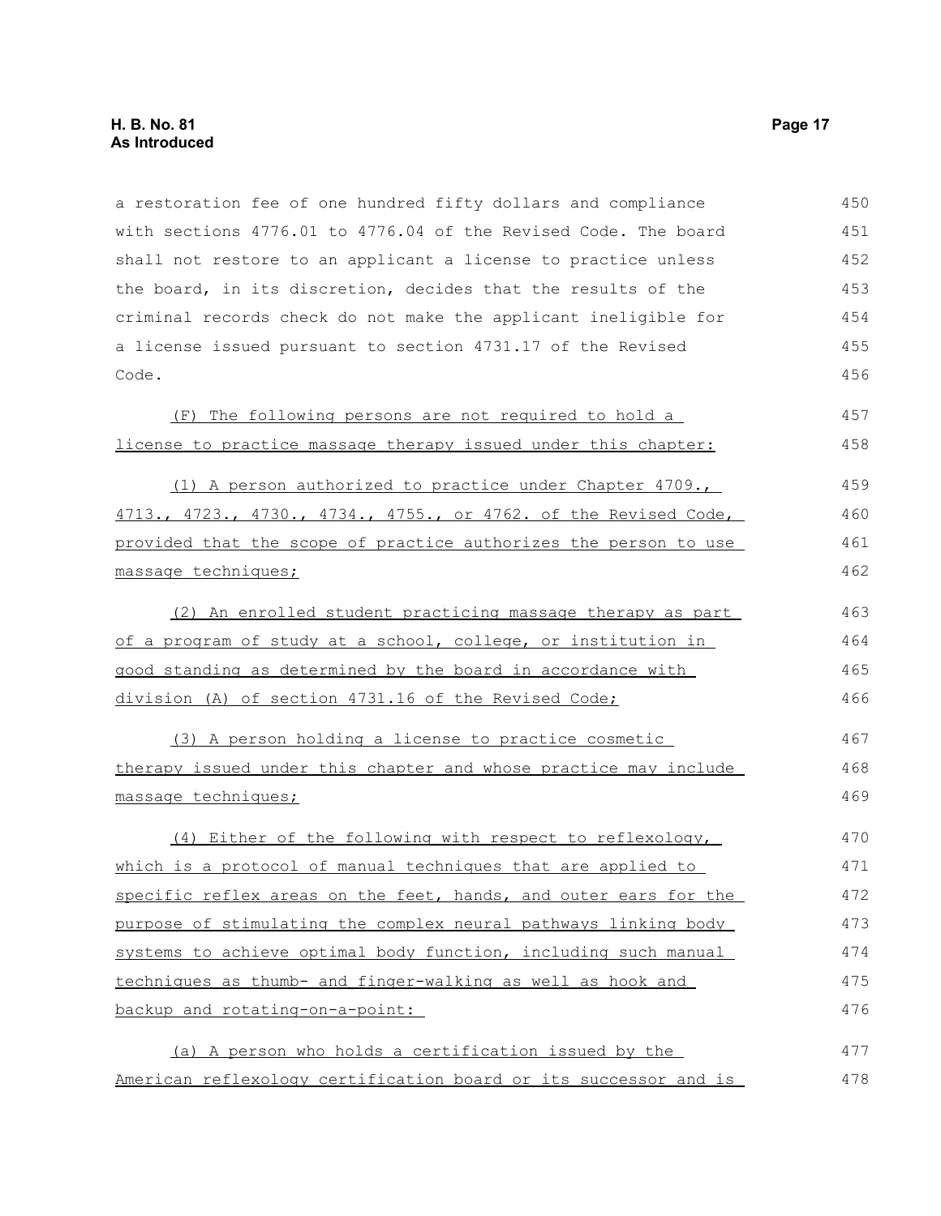a restoration fee of one hundred fifty dollars and compliance with sections 4776.01 to 4776.04 of the Revised Code. The board shall not restore to an applicant a license to practice unless the board, in its discretion, decides that the results of the criminal records check do not make the applicant ineligible for a license issued pursuant to section 4731.17 of the Revised Code.

(F) The following persons are not required to hold a license to practice massage therapy issued under this chapter:

(1) A person authorized to practice under Chapter 4709., 4713., 4723., 4730., 4734., 4755., or 4762. of the Revised Code, provided that the scope of practice authorizes the person to use massage techniques;

(2) An enrolled student practicing massage therapy as part of a program of study at a school, college, or institution in good standing as determined by the board in accordance with division (A) of section 4731.16 of the Revised Code;

(3) A person holding a license to practice cosmetic therapy issued under this chapter and whose practice may include massage techniques;

(4) Either of the following with respect to reflexology, which is a protocol of manual techniques that are applied to specific reflex areas on the feet, hands, and outer ears for the purpose of stimulating the complex neural pathways linking body systems to achieve optimal body function, including such manual techniques as thumb- and finger-walking as well as hook and backup and rotating-on-a-point:

(a) A person who holds a certification issued by the American reflexology certification board or its successor and is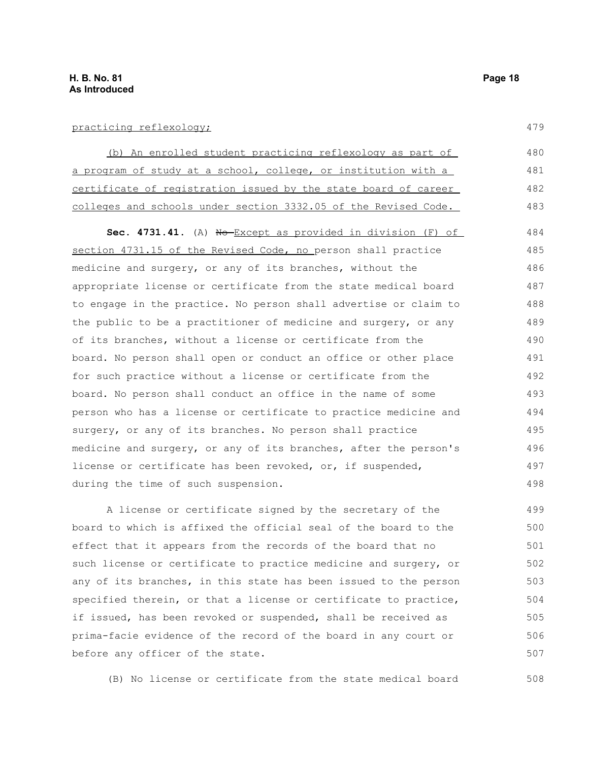practicing reflexology;

(b) An enrolled student practicing reflexology as part of a program of study at a school, college, or institution with a certificate of registration issued by the state board of career colleges and schools under section 3332.05 of the Revised Code.

**Sec. 4731.41.** (A) ~~No~~ Except as provided in division (F) of section 4731.15 of the Revised Code, no person shall practice medicine and surgery, or any of its branches, without the appropriate license or certificate from the state medical board to engage in the practice. No person shall advertise or claim to the public to be a practitioner of medicine and surgery, or any of its branches, without a license or certificate from the board. No person shall open or conduct an office or other place for such practice without a license or certificate from the board. No person shall conduct an office in the name of some person who has a license or certificate to practice medicine and surgery, or any of its branches. No person shall practice medicine and surgery, or any of its branches, after the person's license or certificate has been revoked, or, if suspended, during the time of such suspension.

A license or certificate signed by the secretary of the board to which is affixed the official seal of the board to the effect that it appears from the records of the board that no such license or certificate to practice medicine and surgery, or any of its branches, in this state has been issued to the person specified therein, or that a license or certificate to practice, if issued, has been revoked or suspended, shall be received as prima-facie evidence of the record of the board in any court or before any officer of the state.

(B) No license or certificate from the state medical board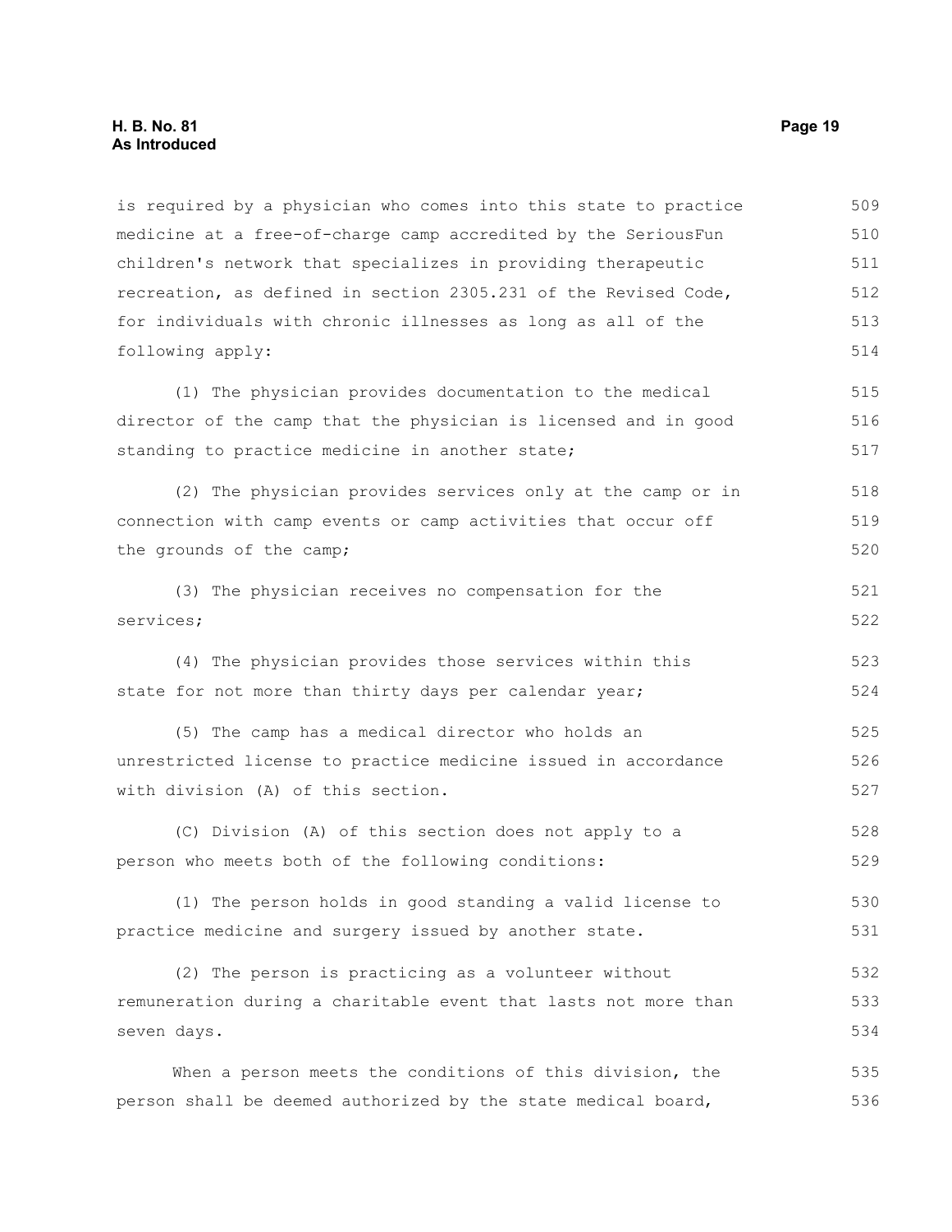is required by a physician who comes into this state to practice medicine at a free-of-charge camp accredited by the SeriousFun children's network that specializes in providing therapeutic recreation, as defined in section 2305.231 of the Revised Code, for individuals with chronic illnesses as long as all of the following apply:

(1) The physician provides documentation to the medical director of the camp that the physician is licensed and in good standing to practice medicine in another state;

(2) The physician provides services only at the camp or in connection with camp events or camp activities that occur off the grounds of the camp;

(3) The physician receives no compensation for the services;

(4) The physician provides those services within this state for not more than thirty days per calendar year;

(5) The camp has a medical director who holds an unrestricted license to practice medicine issued in accordance with division (A) of this section.

(C) Division (A) of this section does not apply to a person who meets both of the following conditions:

(1) The person holds in good standing a valid license to practice medicine and surgery issued by another state.

(2) The person is practicing as a volunteer without remuneration during a charitable event that lasts not more than seven days.

When a person meets the conditions of this division, the person shall be deemed authorized by the state medical board,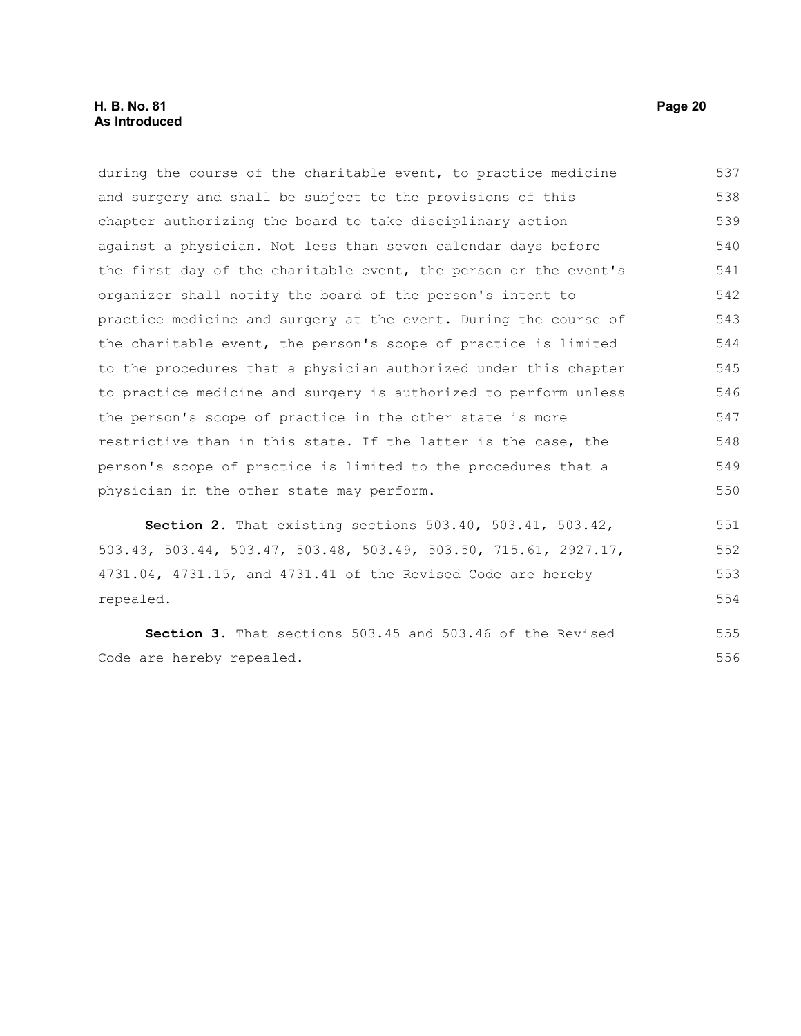during the course of the charitable event, to practice medicine and surgery and shall be subject to the provisions of this chapter authorizing the board to take disciplinary action against a physician. Not less than seven calendar days before the first day of the charitable event, the person or the event's organizer shall notify the board of the person's intent to practice medicine and surgery at the event. During the course of the charitable event, the person's scope of practice is limited to the procedures that a physician authorized under this chapter to practice medicine and surgery is authorized to perform unless the person's scope of practice in the other state is more restrictive than in this state. If the latter is the case, the person's scope of practice is limited to the procedures that a physician in the other state may perform.

**Section 2.** That existing sections 503.40, 503.41, 503.42, 503.43, 503.44, 503.47, 503.48, 503.49, 503.50, 715.61, 2927.17, 4731.04, 4731.15, and 4731.41 of the Revised Code are hereby repealed.

**Section 3.** That sections 503.45 and 503.46 of the Revised Code are hereby repealed.